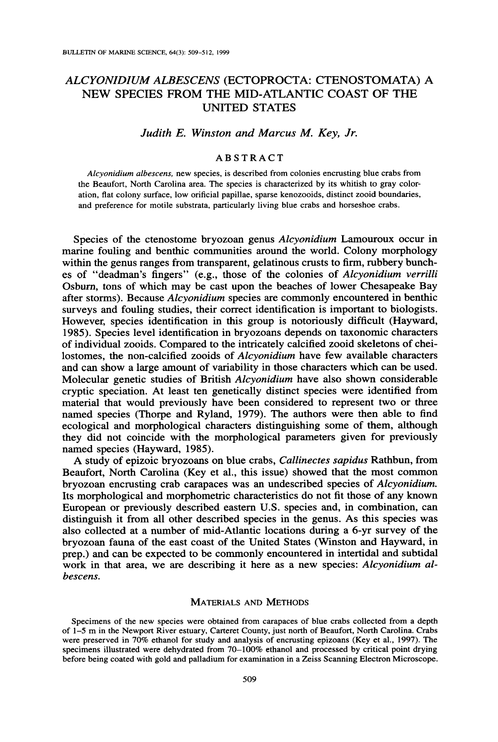# *ALCYONIDIUM ALBESCENS* (ECTOPROCTA: CTENOSTOMATA) A NEW SPECIES FROM THE MID-ATLANTIC COAST OF THE UNITED STATES

*Judith E. Winston and Marcus M. Key, Jr.*

## ABSTRACT

*Alcyonidium albescens*, new species, is described from colonies encrusting blue crabs from the Beaufort, North Carolina area. The species is characterized by its whitish to gray coloration, flat colony surface, low orificial papillae, sparse kenozooids, distinct zooid boundaries, and preference for motile substrata, particularly living blue crabs and horseshoe crabs.

Species of the ctenostome bryozoan genus *Alcyonidium* Lamouroux occur in marine fouling and benthic communities around the world. Colony morphology within the genus ranges from transparent, gelatinous crusts to firm, rubbery bunches of "deadman's fingers" (e.g., those of the colonies of *Alcyonidium verrilli* Osburn, tons of which may be cast upon the beaches of lower Chesapeake Bay after storms). Because *Alcyonidium* species are commonly encountered in benthic surveys and fouling studies, their correct identification is important to biologists. However, species identification in this group is notoriously difficult (Hayward, 1985). Species level identification in bryozoans depends on taxonomic characters of individual zooids. Compared to the intricately calcified zooid skeletons of cheilostomes, the non-calcified zooids of *Alcyonidium* have few available characters and can show a large amount of variability in those characters which can be used. Molecular genetic studies of British *Alcyonidium* have also shown considerable cryptic speciation. At least ten genetically distinct species were identified from material that would previously have been considered to represent two or three named species (Thorpe and Ryland, 1979). The authors were then able to find ecological and morphological characters distinguishing some of them, although they did not coincide with the morphological parameters given for previously named species (Hayward, 1985).

A study of epizoic bryozoans on blue crabs, *Callinectes sapidus* Rathbun, from Beaufort, North Carolina (Key et al., this issue) showed that the most common bryozoan encrusting crab carapaces was an undescribed species of *Alcyonidium*. Its morphological and morphometric characteristics do not fit those of any known European or previously described eastern U.S. species and, in combination, can distinguish it from all other described species in the genus. As this species was also collected at a number of mid-Atlantic locations during a 6-yr survey of the bryozoan fauna of the east coast of the United States (Winston and Hayward, in prep.) and can be expected to be commonly encountered in intertidal and subtidal work in that area, we are describing it here as a new species: *Alcyonidium albescens*.

## MATERIALS AND METHODS

Specimens of the new species were obtained from carapaces of blue crabs collected from a depth of 1–5 m in the Newport River estuary, Carteret County, just north of Beaufort, North Carolina. Crabs were preserved in 70% ethanol for study and analysis of encrusting epizoans (Key et al., 1997). The specimens illustrated were dehydrated from 70–100% ethanol and processed by critical point drying before being coated with gold and palladium for examination in a Zeiss Scanning Electron Microscope.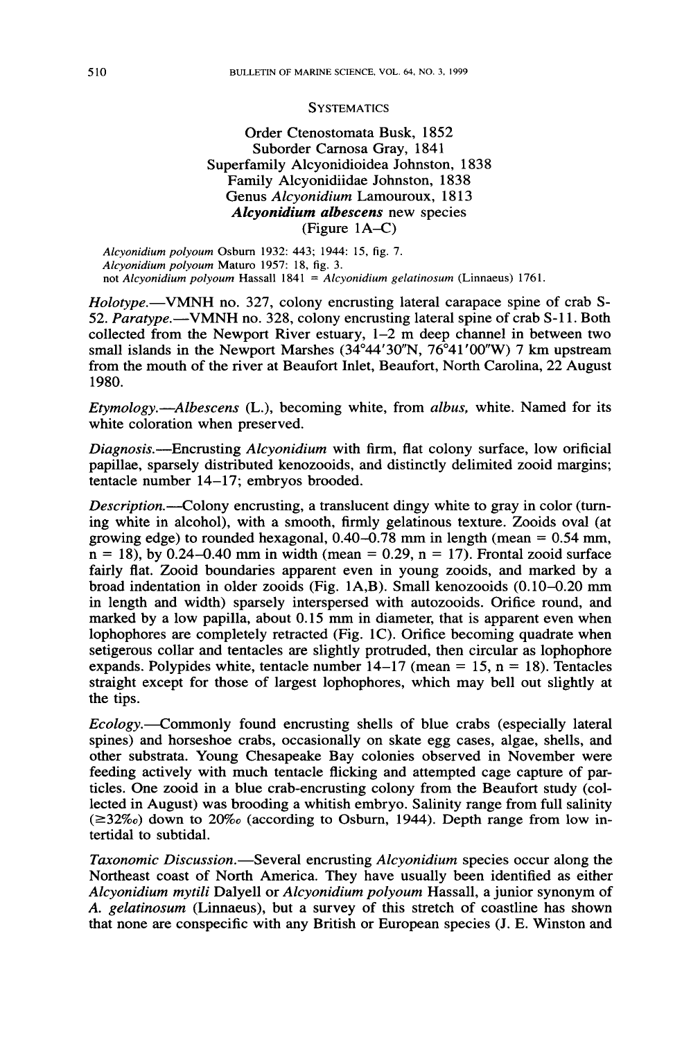## Systematics

Order Ctenostomata Busk, 1852
Suborder Carnosa Gray, 1841
Superfamily Alcyonidioidea Johnston, 1838
Family Alcyonidiidae Johnston, 1838
Genus *Alcyonidium* Lamouroux, 1813
***Alcyonidium albescens*** **new species**
(Figure 1A–C)

*Alcyonidium polyoum* Osburn 1932: 443; 1944: 15, fig. 7.
*Alcyonidium polyoum* Maturo 1957: 18, fig. 3.
not *Alcyonidium polyoum* Hassall 1841 = *Alcyonidium gelatinosum* (Linnaeus) 1761.

*Holotype.*—VMNH no. 327, colony encrusting lateral carapace spine of crab S-52. *Paratype.*—VMNH no. 328, colony encrusting lateral spine of crab S-11. Both collected from the Newport River estuary, 1–2 m deep channel in between two small islands in the Newport Marshes (34°44′30″N, 76°41′00″W) 7 km upstream from the mouth of the river at Beaufort Inlet, Beaufort, North Carolina, 22 August 1980.

*Etymology.*—*Albescens* (L.), becoming white, from *albus,* white. Named for its white coloration when preserved.

*Diagnosis.*—Encrusting *Alcyonidium* with firm, flat colony surface, low orificial papillae, sparsely distributed kenozooids, and distinctly delimited zooid margins; tentacle number 14–17; embryos brooded.

*Description.*—Colony encrusting, a translucent dingy white to gray in color (turning white in alcohol), with a smooth, firmly gelatinous texture. Zooids oval (at growing edge) to rounded hexagonal, 0.40–0.78 mm in length (mean = 0.54 mm, n = 18), by 0.24–0.40 mm in width (mean = 0.29, n = 17). Frontal zooid surface fairly flat. Zooid boundaries apparent even in young zooids, and marked by a broad indentation in older zooids (Fig. 1A,B). Small kenozooids (0.10–0.20 mm in length and width) sparsely interspersed with autozooids. Orifice round, and marked by a low papilla, about 0.15 mm in diameter, that is apparent even when lophophores are completely retracted (Fig. 1C). Orifice becoming quadrate when setigerous collar and tentacles are slightly protruded, then circular as lophophore expands. Polypides white, tentacle number 14–17 (mean = 15, n = 18). Tentacles straight except for those of largest lophophores, which may bell out slightly at the tips.

*Ecology.*—Commonly found encrusting shells of blue crabs (especially lateral spines) and horseshoe crabs, occasionally on skate egg cases, algae, shells, and other substrata. Young Chesapeake Bay colonies observed in November were feeding actively with much tentacle flicking and attempted cage capture of particles. One zooid in a blue crab-encrusting colony from the Beaufort study (collected in August) was brooding a whitish embryo. Salinity range from full salinity (≥32‰) down to 20‰ (according to Osburn, 1944). Depth range from low intertidal to subtidal.

*Taxonomic Discussion.*—Several encrusting *Alcyonidium* species occur along the Northeast coast of North America. They have usually been identified as either *Alcyonidium mytili* Dalyell or *Alcyonidium polyoum* Hassall, a junior synonym of *A. gelatinosum* (Linnaeus), but a survey of this stretch of coastline has shown that none are conspecific with any British or European species (J. E. Winston and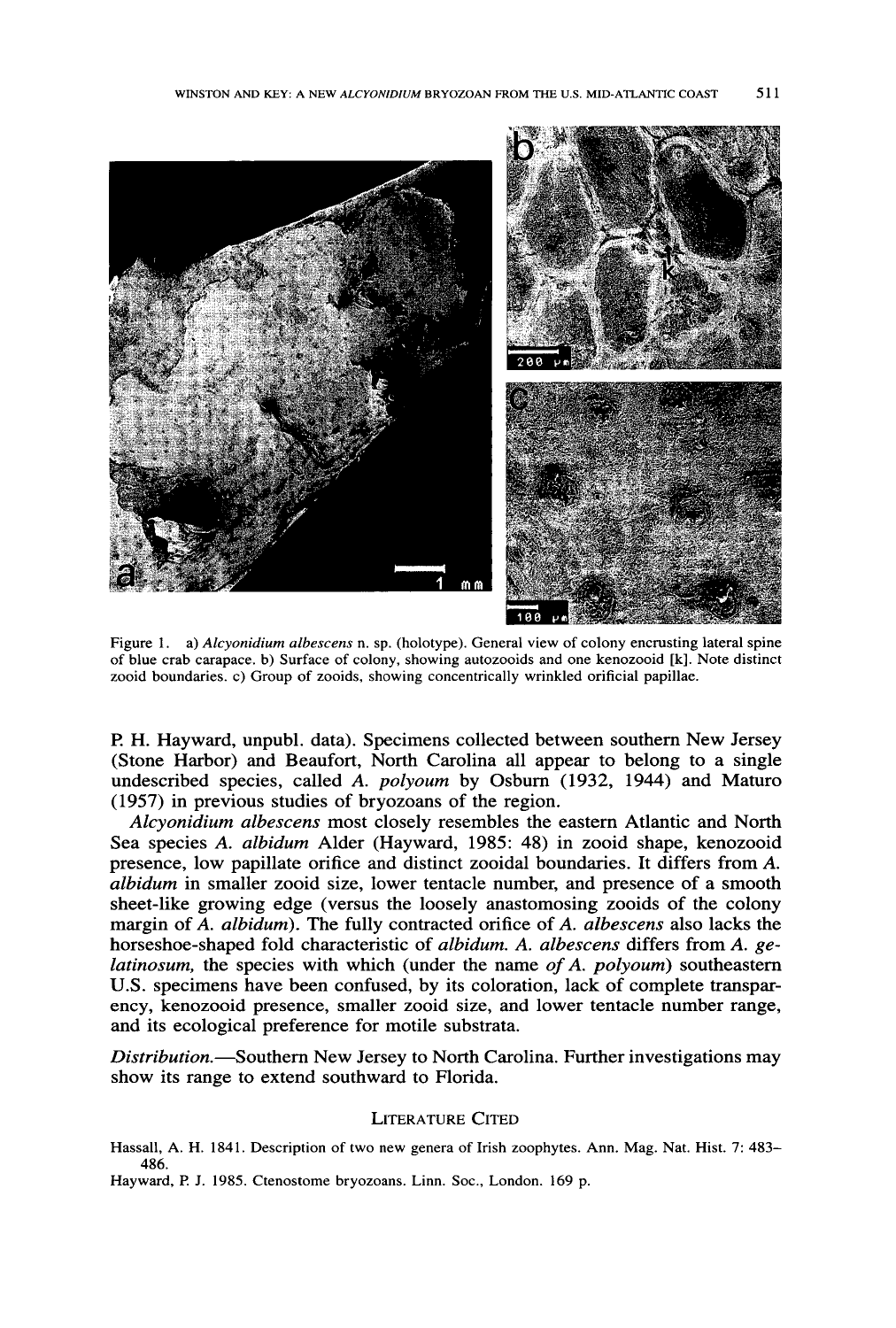Figure 1. a) *Alcyonidium albescens* n. sp. (holotype). General view of colony encrusting lateral spine of blue crab carapace. b) Surface of colony, showing autozooids and one kenozooid [k]. Note distinct zooid boundaries. c) Group of zooids, showing concentrically wrinkled orificial papillae.

P. H. Hayward, unpubl. data). Specimens collected between southern New Jersey (Stone Harbor) and Beaufort, North Carolina all appear to belong to a single undescribed species, called *A. polyoum* by Osburn (1932, 1944) and Maturo (1957) in previous studies of bryozoans of the region.

*Alcyonidium albescens* most closely resembles the eastern Atlantic and North Sea species *A. albidum* Alder (Hayward, 1985: 48) in zooid shape, kenozooid presence, low papillate orifice and distinct zooidal boundaries. It differs from *A. albidum* in smaller zooid size, lower tentacle number, and presence of a smooth sheet-like growing edge (versus the loosely anastomosing zooids of the colony margin of *A. albidum*). The fully contracted orifice of *A. albescens* also lacks the horseshoe-shaped fold characteristic of *albidum*. *A. albescens* differs from *A. gelatinosum,* the species with which (under the name *of A. polyoum*) southeastern U.S. specimens have been confused, by its coloration, lack of complete transparency, kenozooid presence, smaller zooid size, and lower tentacle number range, and its ecological preference for motile substrata.

*Distribution.*—Southern New Jersey to North Carolina. Further investigations may show its range to extend southward to Florida.

## Literature Cited

Hassall, A. H. 1841. Description of two new genera of Irish zoophytes. Ann. Mag. Nat. Hist. 7: 483–486.

Hayward, P. J. 1985. Ctenostome bryozoans. Linn. Soc., London. 169 p.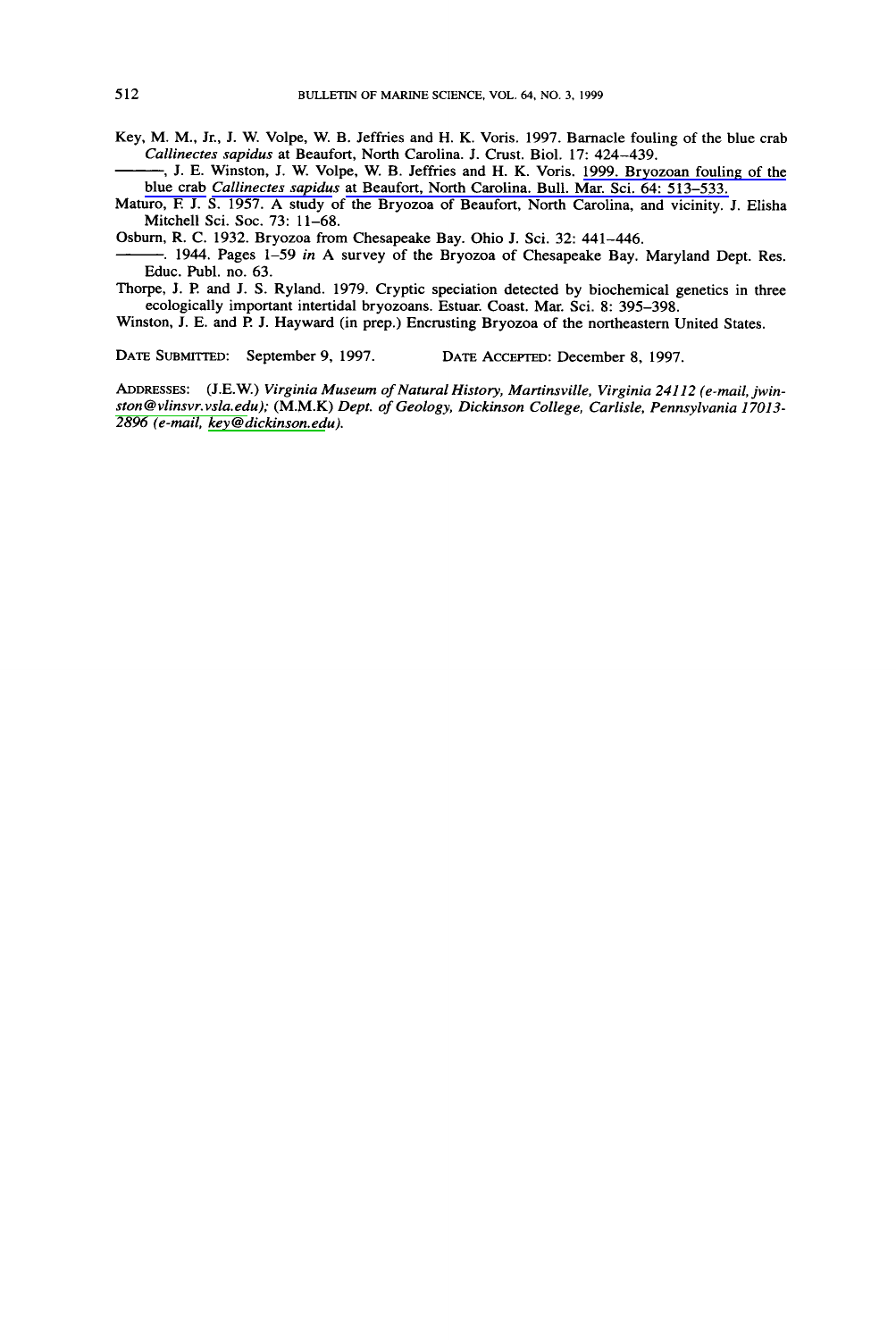Key, M. M., Jr., J. W. Volpe, W. B. Jeffries and H. K. Voris. 1997. Barnacle fouling of the blue crab *Callinectes sapidus* at Beaufort, North Carolina. J. Crust. Biol. 17: 424–439.

———, J. E. Winston, J. W. Volpe, W. B. Jeffries and H. K. Voris. 1999. Bryozoan fouling of the blue crab *Callinectes sapidus* at Beaufort, North Carolina. Bull. Mar. Sci. 64: 513–533.

Maturo, F. J. S. 1957. A study of the Bryozoa of Beaufort, North Carolina, and vicinity. J. Elisha Mitchell Sci. Soc. 73: 11–68.

Osburn, R. C. 1932. Bryozoa from Chesapeake Bay. Ohio J. Sci. 32: 441–446.

———. 1944. Pages 1–59 *in* A survey of the Bryozoa of Chesapeake Bay. Maryland Dept. Res. Educ. Publ. no. 63.

Thorpe, J. P. and J. S. Ryland. 1979. Cryptic speciation detected by biochemical genetics in three ecologically important intertidal bryozoans. Estuar. Coast. Mar. Sci. 8: 395–398.

Winston, J. E. and P. J. Hayward (in prep.) Encrusting Bryozoa of the northeastern United States.

DATE SUBMITTED: September 9, 1997. DATE ACCEPTED: December 8, 1997.

ADDRESSES: (J.E.W.) *Virginia Museum of Natural History, Martinsville, Virginia 24112 (e-mail, jwinston@vlinsvr.vsla.edu)*; (M.M.K) *Dept. of Geology, Dickinson College, Carlisle, Pennsylvania 17013-2896 (e-mail, key@dickinson.edu).*